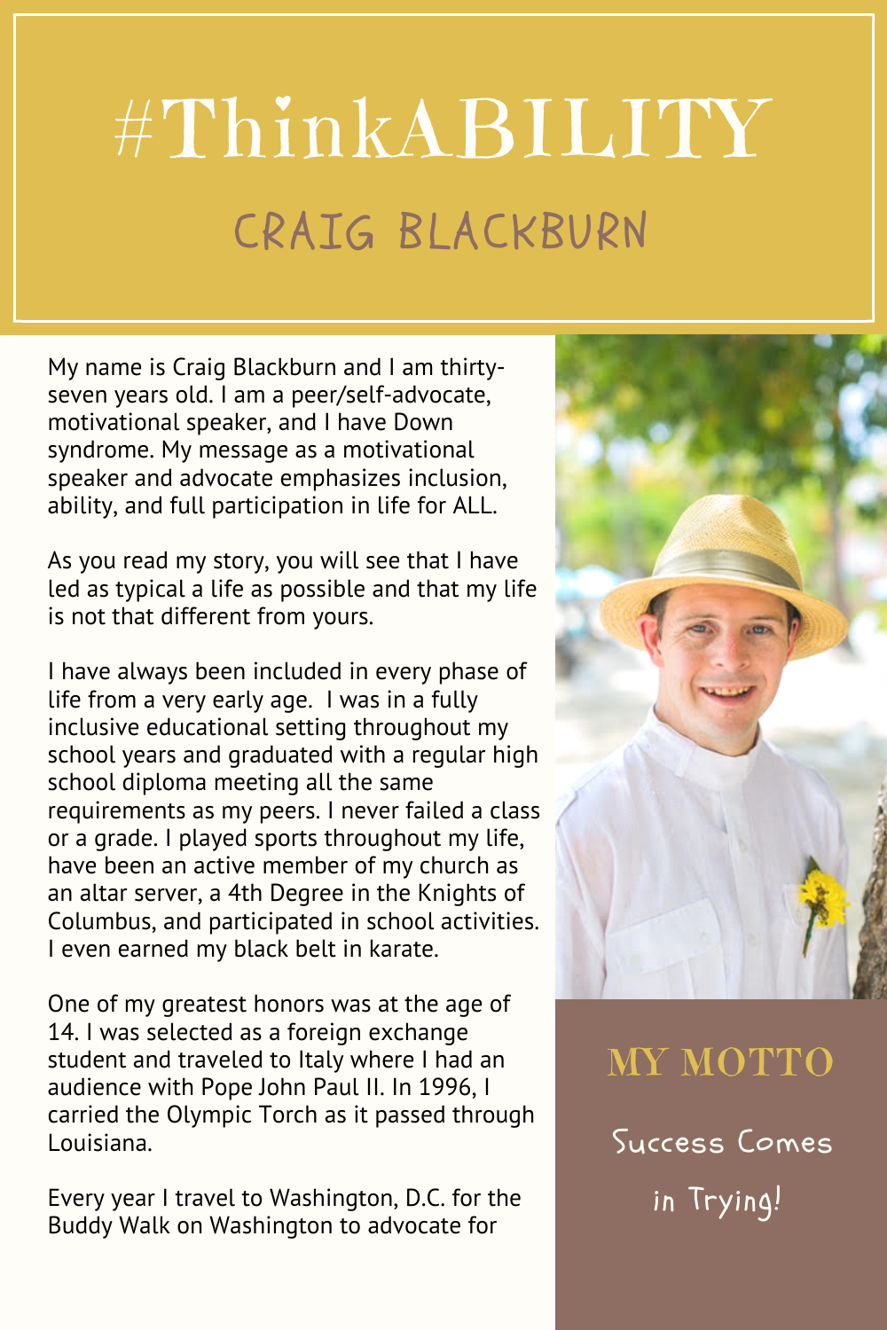# #ThinkABILITY

## CRAIG BLACKBURN

My name is Craig Blackburn and I am thirty-seven years old. I am a peer/self-advocate, motivational speaker, and I have Down syndrome. My message as a motivational speaker and advocate emphasizes inclusion, ability, and full participation in life for ALL.

As you read my story, you will see that I have led as typical a life as possible and that my life is not that different from yours.

I have always been included in every phase of life from a very early age. I was in a fully inclusive educational setting throughout my school years and graduated with a regular high school diploma meeting all the same requirements as my peers. I never failed a class or a grade. I played sports throughout my life, have been an active member of my church as an altar server, a 4th Degree in the Knights of Columbus, and participated in school activities. I even earned my black belt in karate.

One of my greatest honors was at the age of 14. I was selected as a foreign exchange student and traveled to Italy where I had an audience with Pope John Paul II. In 1996, I carried the Olympic Torch as it passed through Louisiana.

Every year I travel to Washington, D.C. for the Buddy Walk on Washington to advocate for

### MY MOTTO

Success Comes in Trying!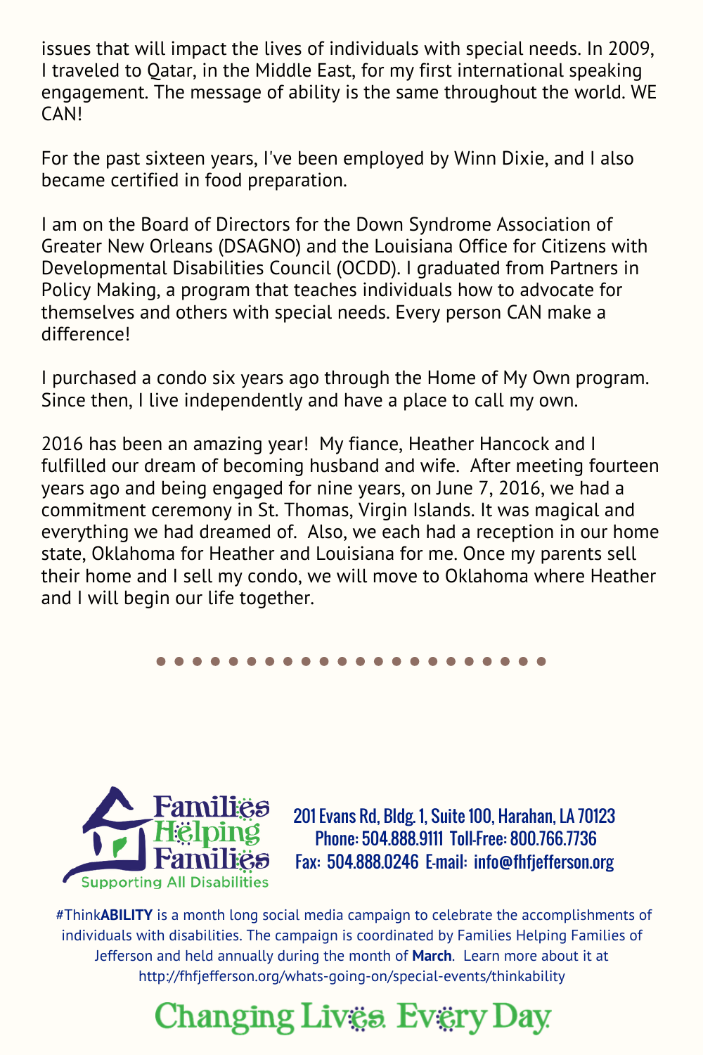issues that will impact the lives of individuals with special needs. In 2009, I traveled to Qatar, in the Middle East, for my first international speaking engagement. The message of ability is the same throughout the world. WE CAN!

For the past sixteen years, I've been employed by Winn Dixie, and I also became certified in food preparation.

I am on the Board of Directors for the Down Syndrome Association of Greater New Orleans (DSAGNO) and the Louisiana Office for Citizens with Developmental Disabilities Council (OCDD). I graduated from Partners in Policy Making, a program that teaches individuals how to advocate for themselves and others with special needs. Every person CAN make a difference!

I purchased a condo six years ago through the Home of My Own program. Since then, I live independently and have a place to call my own.

2016 has been an amazing year! My fiance, Heather Hancock and I fulfilled our dream of becoming husband and wife. After meeting fourteen years ago and being engaged for nine years, on June 7, 2016, we had a commitment ceremony in St. Thomas, Virgin Islands. It was magical and everything we had dreamed of. Also, we each had a reception in our home state, Oklahoma for Heather and Louisiana for me. Once my parents sell their home and I sell my condo, we will move to Oklahoma where Heather and I will begin our life together.

Families Helping Families
Supporting All Disabilities

201 Evans Rd, Bldg. 1, Suite 100, Harahan, LA 70123
Phone: 504.888.9111 Toll-Free: 800.766.7736
Fax: 504.888.0246 E-mail: info@fhfjefferson.org

#Think**ABILITY** is a month long social media campaign to celebrate the accomplishments of individuals with disabilities. The campaign is coordinated by Families Helping Families of Jefferson and held annually during the month of **March**. Learn more about it at http://fhfjefferson.org/whats-going-on/special-events/thinkability

Changing Lives Every Day.